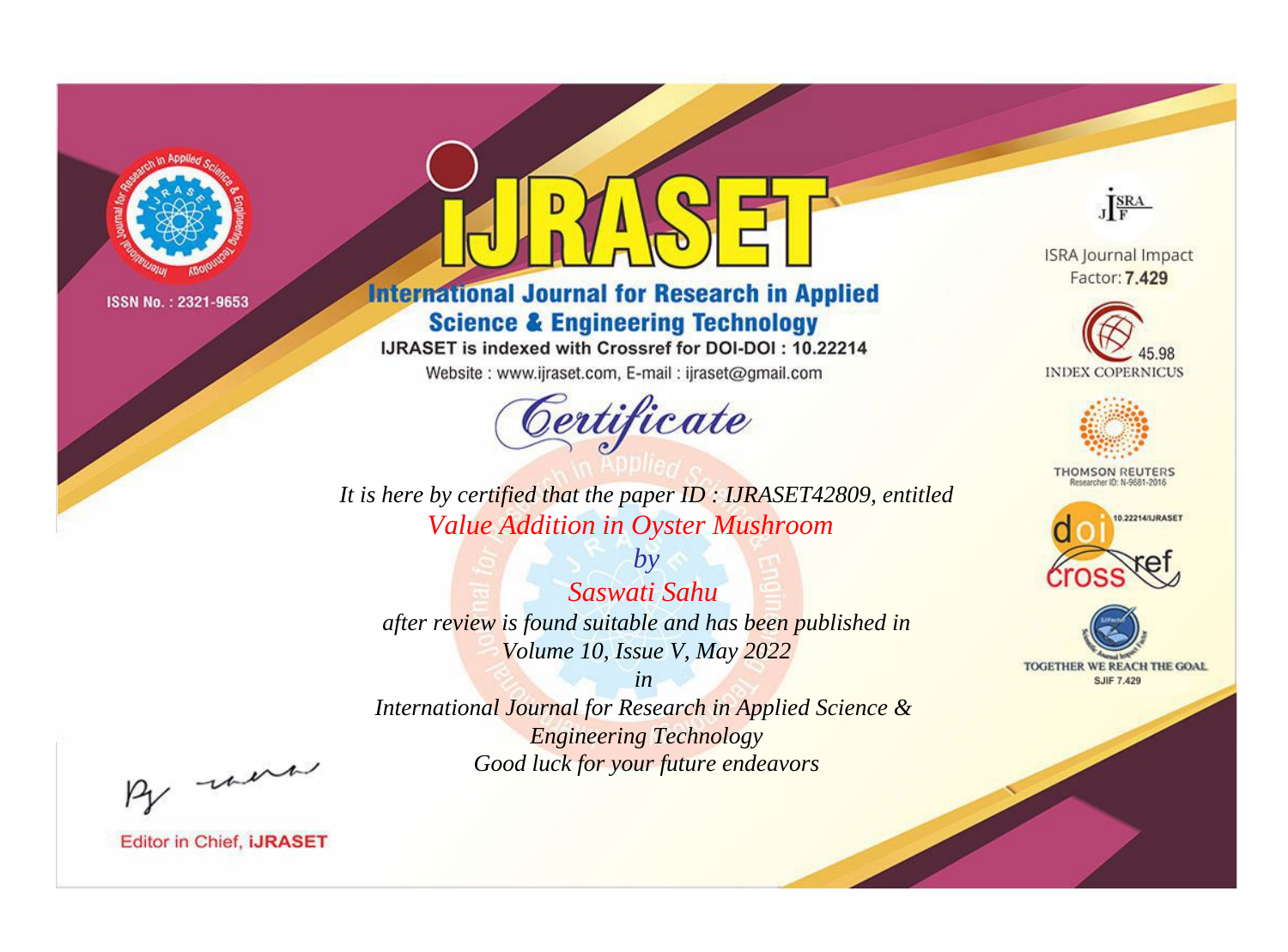ISSN No. : 2321-9653

# IJRASET

## International Journal for Research in Applied Science & Engineering Technology

IJRASET is indexed with Crossref for DOI-DOI : 10.22214

Website : www.ijraset.com, E-mail : ijraset@gmail.com

ISRA Journal Impact Factor: **7.429**

45.98 INDEX COPERNICUS

THOMSON REUTERS Researcher ID: N-9681-2016

10.22214/IJRASET

TOGETHER WE REACH THE GOAL SJIF 7.429

## *Certificate*

*It is here by certified that the paper ID : IJRASET42809, entitled*

*Value Addition in Oyster Mushroom*

*by*

*Saswati Sahu*

*after review is found suitable and has been published in*

*Volume 10, Issue V, May 2022*

*in*

*International Journal for Research in Applied Science & Engineering Technology*

*Good luck for your future endeavors*

Editor in Chief, **iJRASET**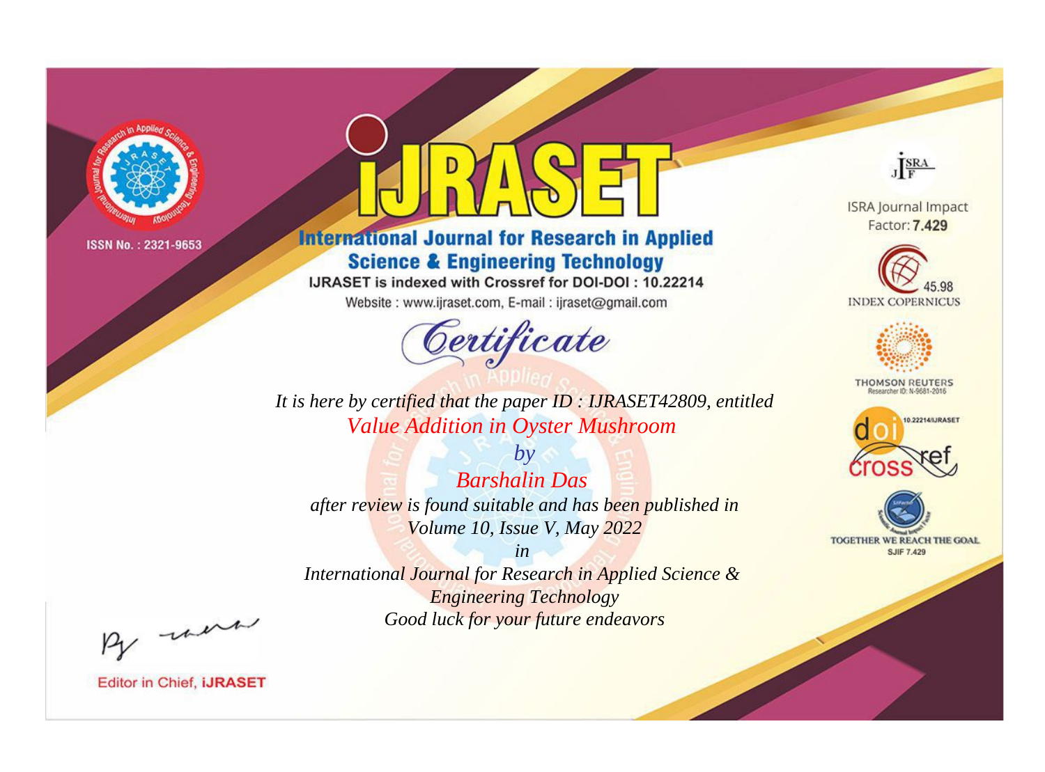ISSN No. : 2321-9653

# iJRASET

## International Journal for Research in Applied Science & Engineering Technology

IJRASET is indexed with Crossref for DOI-DOI : 10.22214

Website : www.ijraset.com, E-mail : ijraset@gmail.com

# Certificate

*It is here by certified that the paper ID : IJRASET42809, entitled*

*Value Addition in Oyster Mushroom*

*by*

*Barshalin Das*

*after review is found suitable and has been published in*

*Volume 10, Issue V, May 2022*

*in*

*International Journal for Research in Applied Science & Engineering Technology*

*Good luck for your future endeavors*

Editor in Chief, iJRASET

ISRA Journal Impact Factor: **7.429**

45.98 INDEX COPERNICUS

THOMSON REUTERS Researcher ID: N-9681-2016

10.22214/IJRASET

TOGETHER WE REACH THE GOAL SJIF 7.429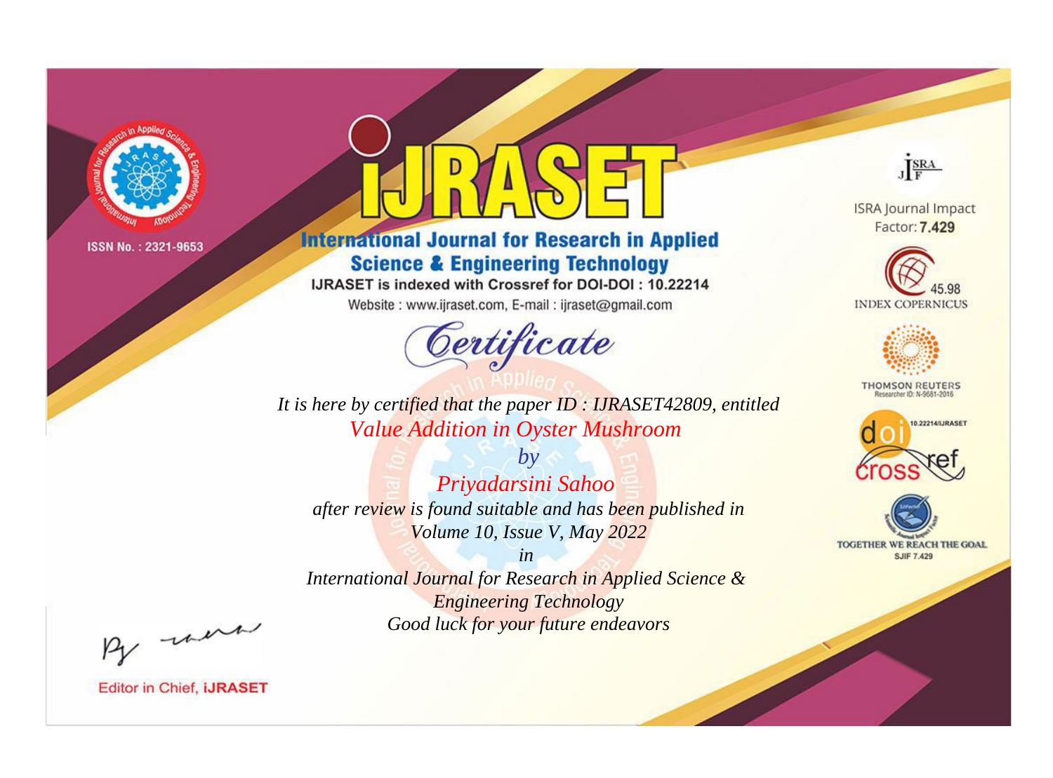ISSN No. : 2321-9653

# iJRASET

## International Journal for Research in Applied Science & Engineering Technology

IJRASET is indexed with Crossref for DOI-DOI : 10.22214

Website : www.ijraset.com, E-mail : ijraset@gmail.com

ISRA Journal Impact Factor: **7.429**

45.98 INDEX COPERNICUS

THOMSON REUTERS Researcher ID: N-9681-2016

10.22214/IJRASET

TOGETHER WE REACH THE GOAL SJIF 7.429

# *Certificate*

*It is here by certified that the paper ID : IJRASET42809, entitled*

*Value Addition in Oyster Mushroom*

*by*

*Priyadarsini Sahoo*

*after review is found suitable and has been published in*

*Volume 10, Issue V, May 2022*

*in*

*International Journal for Research in Applied Science & Engineering Technology*

*Good luck for your future endeavors*

Editor in Chief, **iJRASET**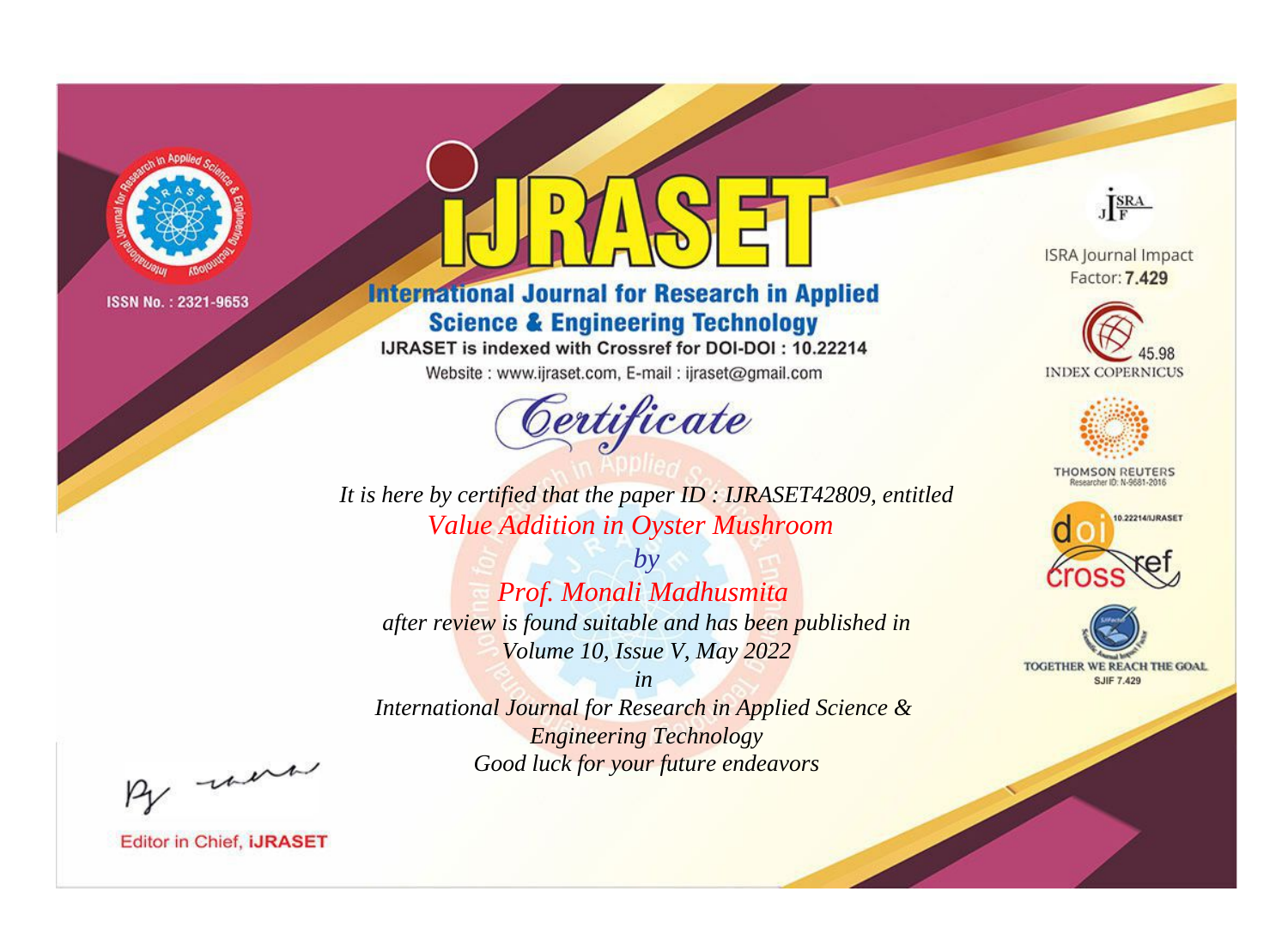ISSN No. : 2321-9653

# iJRASET

## International Journal for Research in Applied Science & Engineering Technology

IJRASET is indexed with Crossref for DOI-DOI : 10.22214

Website : www.ijraset.com, E-mail : ijraset@gmail.com

# Certificate

*It is here by certified that the paper ID : IJRASET42809, entitled*

*Value Addition in Oyster Mushroom*

*by*

*Prof. Monali Madhusmita*

*after review is found suitable and has been published in*

*Volume 10, Issue V, May 2022*

*in*

*International Journal for Research in Applied Science & Engineering Technology*

*Good luck for your future endeavors*

ISRA Journal Impact Factor: **7.429**

45.98 INDEX COPERNICUS

THOMSON REUTERS Researcher ID: N-9681-2016

10.22214/IJRASET

TOGETHER WE REACH THE GOAL SJIF 7.429

Editor in Chief, **iJRASET**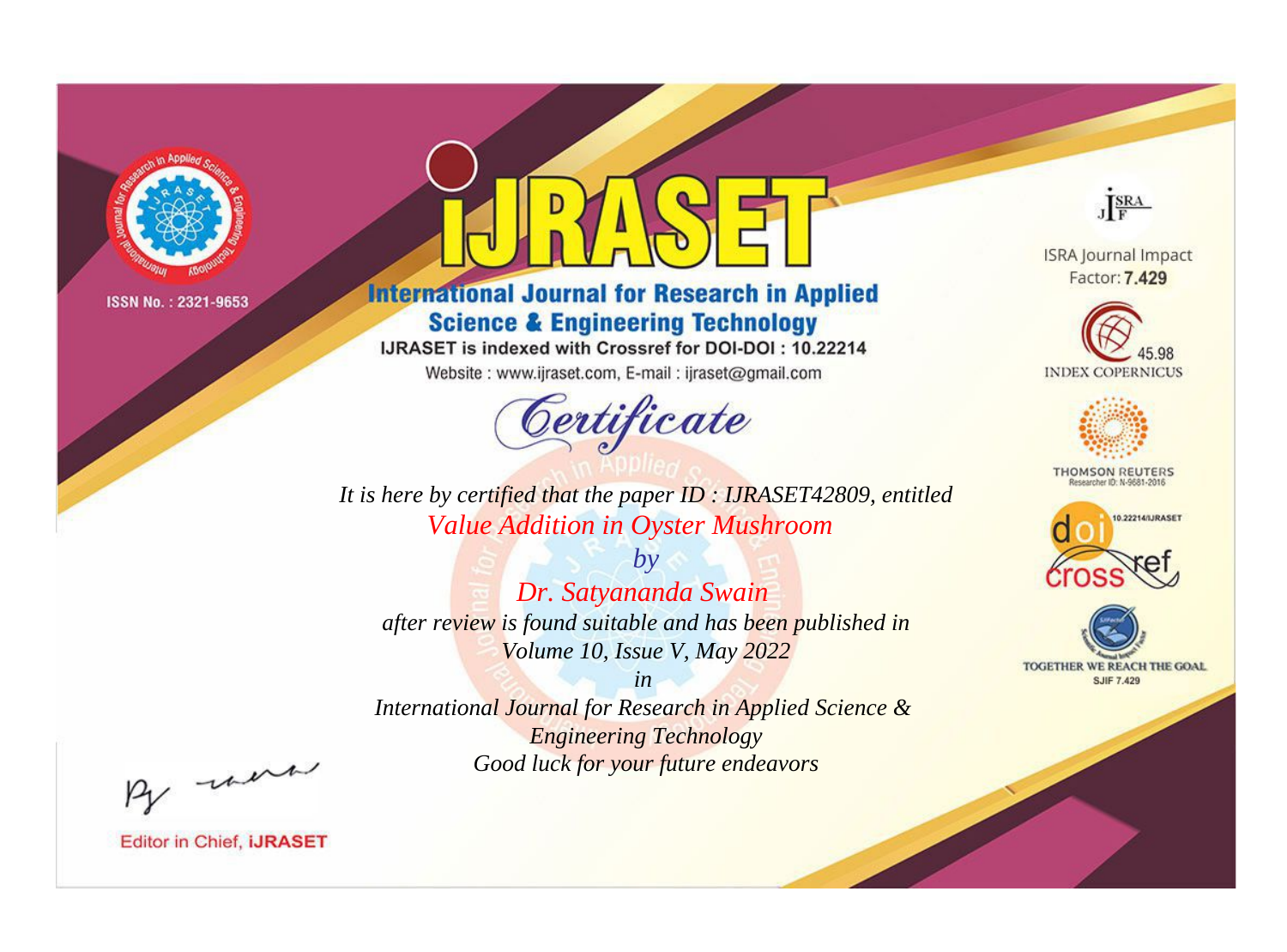ISSN No. : 2321-9653

# IJRASET

## International Journal for Research in Applied Science & Engineering Technology

IJRASET is indexed with Crossref for DOI-DOI : 10.22214

Website : www.ijraset.com, E-mail : ijraset@gmail.com

*Certificate*

*It is here by certified that the paper ID : IJRASET42809, entitled*

*Value Addition in Oyster Mushroom*

*by*

*Dr. Satyananda Swain*

*after review is found suitable and has been published in*

*Volume 10, Issue V, May 2022*

*in*

*International Journal for Research in Applied Science & Engineering Technology*

*Good luck for your future endeavors*

ISRA Journal Impact Factor: **7.429**

45.98 INDEX COPERNICUS

THOMSON REUTERS Researcher ID: N-9681-2016

10.22214/IJRASET

TOGETHER WE REACH THE GOAL SJIF 7.429

Editor in Chief, **iJRASET**